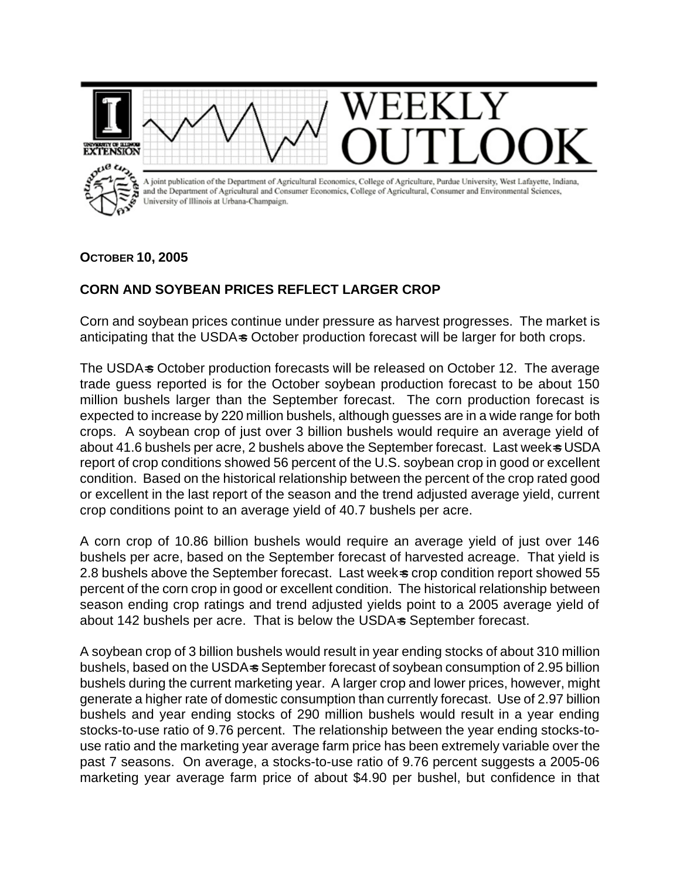WEEKLY OUTLOOK

A joint publication of the Department of Agricultural Economics, College of Agriculture, Purdue University, West Lafayette, Indiana, and the Department of Agricultural and Consumer Economics, College of Agricultural, Consumer and Environmental Sciences, University of Illinois at Urbana-Champaign.

**OCTOBER 10, 2005**

**CORN AND SOYBEAN PRICES REFLECT LARGER CROP**

Corn and soybean prices continue under pressure as harvest progresses. The market is anticipating that the USDA=s October production forecast will be larger for both crops.

The USDA=s October production forecasts will be released on October 12. The average trade guess reported is for the October soybean production forecast to be about 150 million bushels larger than the September forecast. The corn production forecast is expected to increase by 220 million bushels, although guesses are in a wide range for both crops. A soybean crop of just over 3 billion bushels would require an average yield of about 41.6 bushels per acre, 2 bushels above the September forecast. Last week=s USDA report of crop conditions showed 56 percent of the U.S. soybean crop in good or excellent condition. Based on the historical relationship between the percent of the crop rated good or excellent in the last report of the season and the trend adjusted average yield, current crop conditions point to an average yield of 40.7 bushels per acre.

A corn crop of 10.86 billion bushels would require an average yield of just over 146 bushels per acre, based on the September forecast of harvested acreage. That yield is 2.8 bushels above the September forecast. Last week=s crop condition report showed 55 percent of the corn crop in good or excellent condition. The historical relationship between season ending crop ratings and trend adjusted yields point to a 2005 average yield of about 142 bushels per acre. That is below the USDA=s September forecast.

A soybean crop of 3 billion bushels would result in year ending stocks of about 310 million bushels, based on the USDA=s September forecast of soybean consumption of 2.95 billion bushels during the current marketing year. A larger crop and lower prices, however, might generate a higher rate of domestic consumption than currently forecast. Use of 2.97 billion bushels and year ending stocks of 290 million bushels would result in a year ending stocks-to-use ratio of 9.76 percent. The relationship between the year ending stocks-to-use ratio and the marketing year average farm price has been extremely variable over the past 7 seasons. On average, a stocks-to-use ratio of 9.76 percent suggests a 2005-06 marketing year average farm price of about $4.90 per bushel, but confidence in that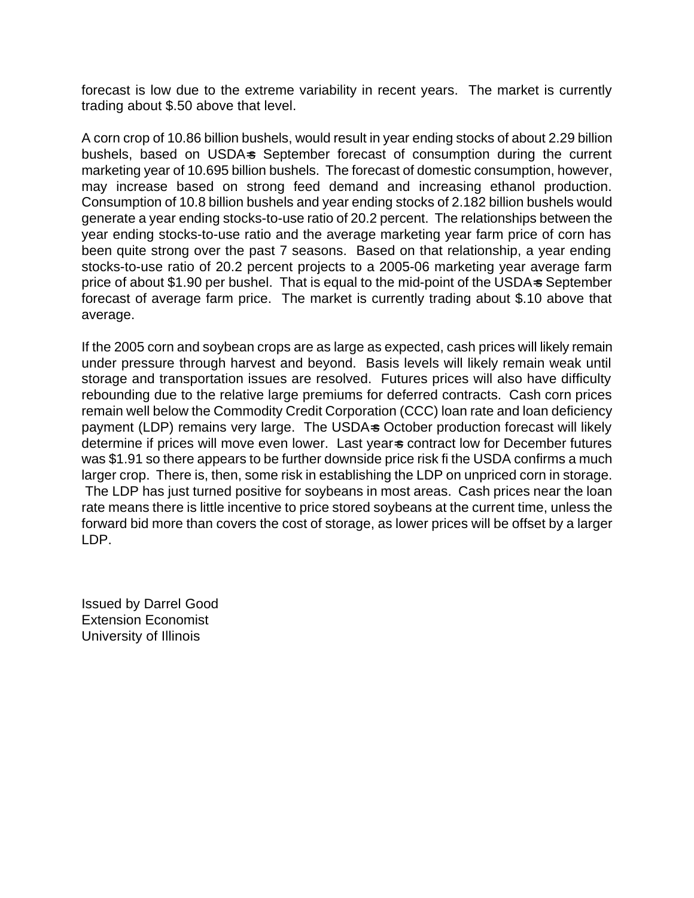forecast is low due to the extreme variability in recent years. The market is currently trading about $.50 above that level.

A corn crop of 10.86 billion bushels, would result in year ending stocks of about 2.29 billion bushels, based on USDA=s September forecast of consumption during the current marketing year of 10.695 billion bushels. The forecast of domestic consumption, however, may increase based on strong feed demand and increasing ethanol production. Consumption of 10.8 billion bushels and year ending stocks of 2.182 billion bushels would generate a year ending stocks-to-use ratio of 20.2 percent. The relationships between the year ending stocks-to-use ratio and the average marketing year farm price of corn has been quite strong over the past 7 seasons. Based on that relationship, a year ending stocks-to-use ratio of 20.2 percent projects to a 2005-06 marketing year average farm price of about $1.90 per bushel. That is equal to the mid-point of the USDA=s September forecast of average farm price. The market is currently trading about $.10 above that average.

If the 2005 corn and soybean crops are as large as expected, cash prices will likely remain under pressure through harvest and beyond. Basis levels will likely remain weak until storage and transportation issues are resolved. Futures prices will also have difficulty rebounding due to the relative large premiums for deferred contracts. Cash corn prices remain well below the Commodity Credit Corporation (CCC) loan rate and loan deficiency payment (LDP) remains very large. The USDA=s October production forecast will likely determine if prices will move even lower. Last year=s contract low for December futures was $1.91 so there appears to be further downside price risk fi the USDA confirms a much larger crop. There is, then, some risk in establishing the LDP on unpriced corn in storage. The LDP has just turned positive for soybeans in most areas. Cash prices near the loan rate means there is little incentive to price stored soybeans at the current time, unless the forward bid more than covers the cost of storage, as lower prices will be offset by a larger LDP.

Issued by Darrel Good  
Extension Economist  
University of Illinois